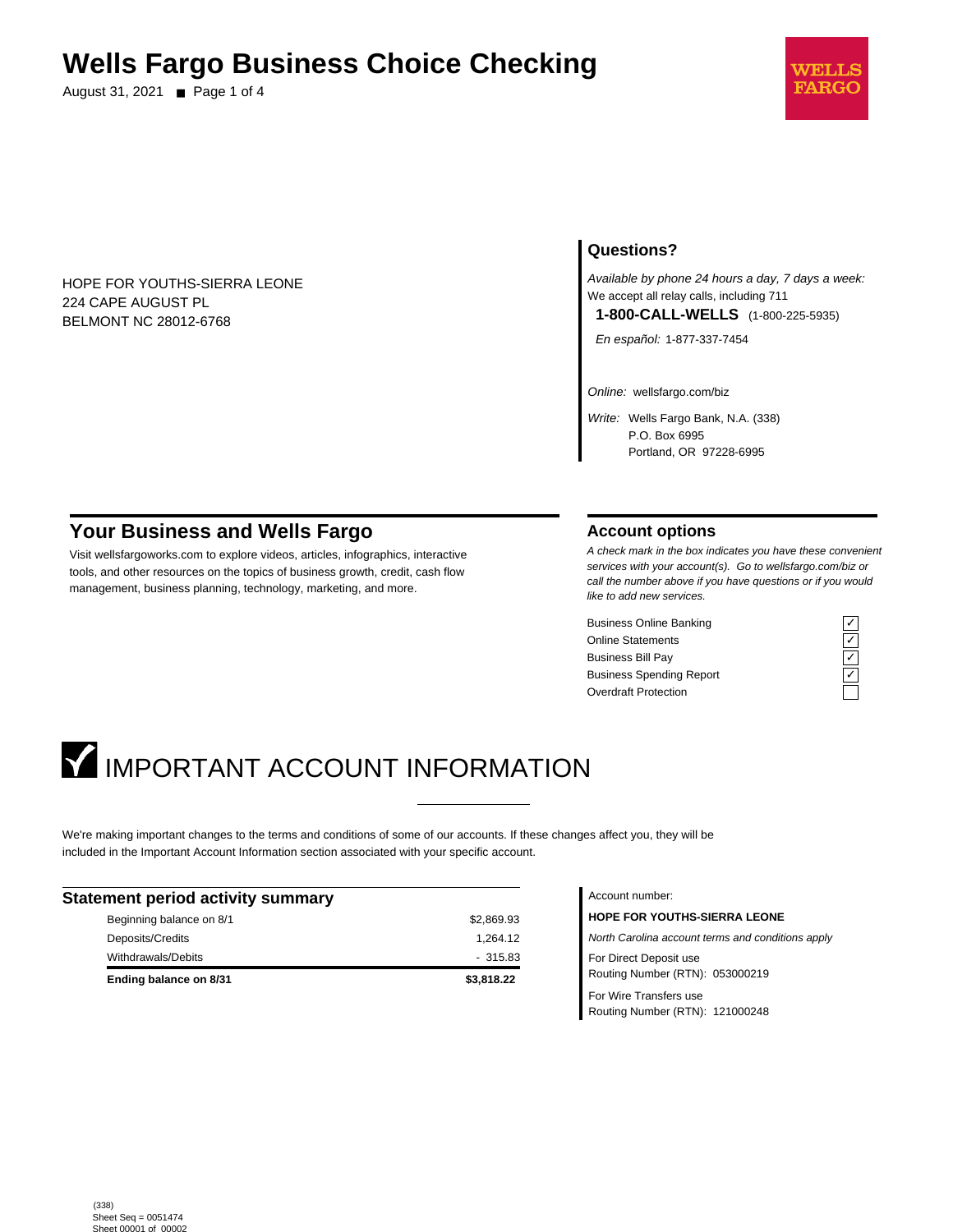# Wells Fargo Business Choice Checking

August 31, 2021

HOPE FOR YOUTHS-SIERRA LEONE
224 CAPE AUGUST PL
BELMONT NC 28012-6768

## Questions?

*Available by phone 24 hours a day, 7 days a week:*
We accept all relay calls, including 711

**1-800-CALL-WELLS** (1-800-225-5935)

*En español:* 1-877-337-7454

*Online:* wellsfargo.com/biz

*Write:* Wells Fargo Bank, N.A. (338)
P.O. Box 6995
Portland, OR 97228-6995

## Your Business and Wells Fargo

Visit wellsfargoworks.com to explore videos, articles, infographics, interactive tools, and other resources on the topics of business growth, credit, cash flow management, business planning, technology, marketing, and more.

## Account options

*A check mark in the box indicates you have these convenient services with your account(s). Go to wellsfargo.com/biz or call the number above if you have questions or if you would like to add new services.*

| Service | |
|---|---|
| Business Online Banking | ✓ |
| Online Statements | ✓ |
| Business Bill Pay | ✓ |
| Business Spending Report | ✓ |
| Overdraft Protection | |

# IMPORTANT ACCOUNT INFORMATION

We're making important changes to the terms and conditions of some of our accounts. If these changes affect you, they will be included in the Important Account Information section associated with your specific account.

## Statement period activity summary

| | |
|---|---|
| Beginning balance on 8/1 | $2,869.93 |
| Deposits/Credits | 1,264.12 |
| Withdrawals/Debits | - 315.83 |
| **Ending balance on 8/31** | **$3,818.22** |

Account number:

**HOPE FOR YOUTHS-SIERRA LEONE**

*North Carolina account terms and conditions apply*

For Direct Deposit use
Routing Number (RTN): 053000219

For Wire Transfers use
Routing Number (RTN): 121000248

(338)
Sheet Seq = 0051474
Sheet 00001 of 00002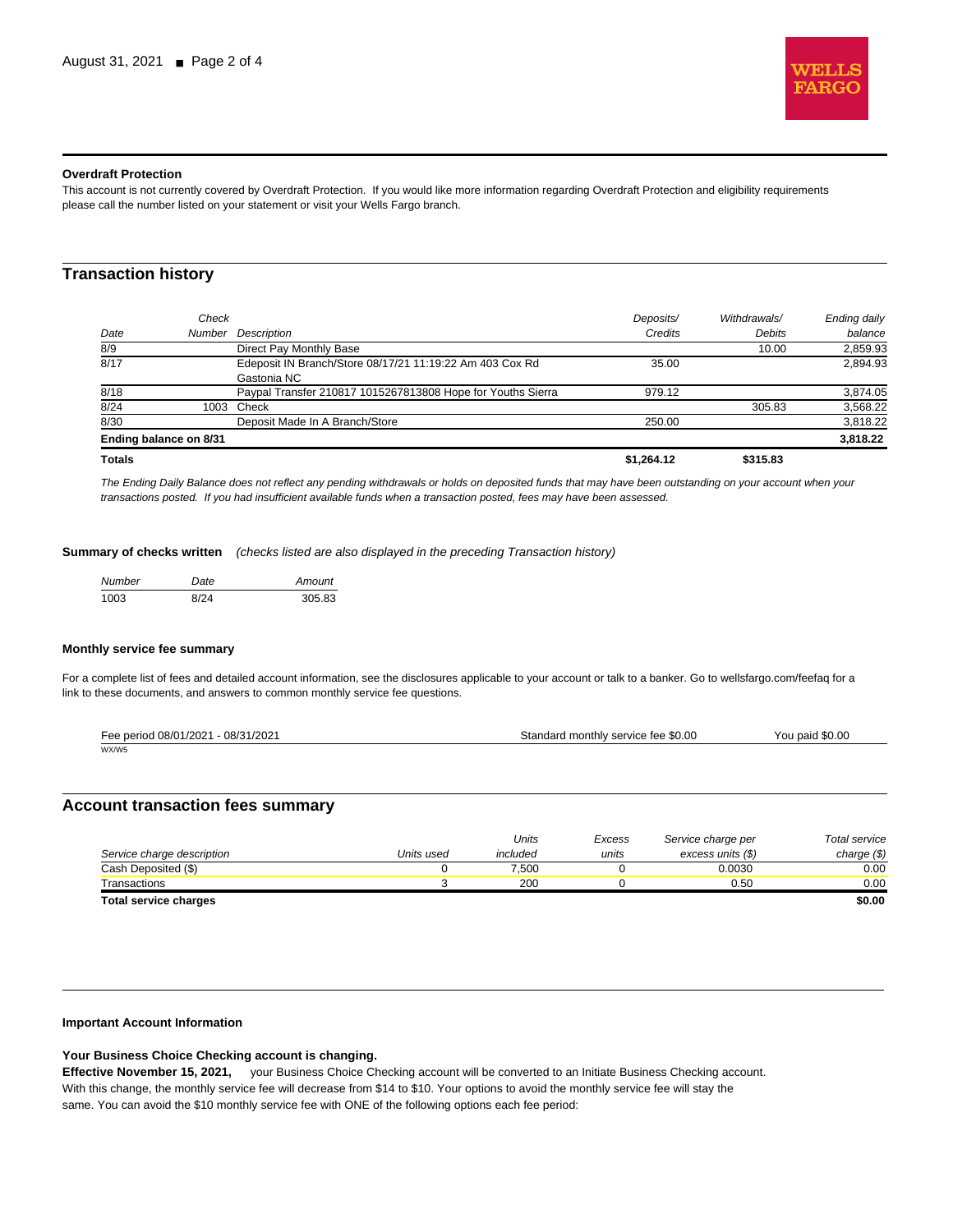**Overdraft Protection**

This account is not currently covered by Overdraft Protection. If you would like more information regarding Overdraft Protection and eligibility requirements please call the number listed on your statement or visit your Wells Fargo branch.

## Transaction history

| Date | Check Number | Description | Deposits/ Credits | Withdrawals/ Debits | Ending daily balance |
|---|---|---|---|---|---|
| 8/9 | | Direct Pay Monthly Base | | 10.00 | 2,859.93 |
| 8/17 | | Edeposit IN Branch/Store 08/17/21 11:19:22 Am 403 Cox Rd Gastonia NC | 35.00 | | 2,894.93 |
| 8/18 | | Paypal Transfer 210817 1015267813808 Hope for Youths Sierra | 979.12 | | 3,874.05 |
| 8/24 | 1003 | Check | | 305.83 | 3,568.22 |
| 8/30 | | Deposit Made In A Branch/Store | 250.00 | | 3,818.22 |
| **Ending balance on 8/31** | | | | | **3,818.22** |
| **Totals** | | | **$1,264.12** | **$315.83** | |

*The Ending Daily Balance does not reflect any pending withdrawals or holds on deposited funds that may have been outstanding on your account when your transactions posted. If you had insufficient available funds when a transaction posted, fees may have been assessed.*

**Summary of checks written** *(checks listed are also displayed in the preceding Transaction history)*

| Number | Date | Amount |
|---|---|---|
| 1003 | 8/24 | 305.83 |

**Monthly service fee summary**

For a complete list of fees and detailed account information, see the disclosures applicable to your account or talk to a banker. Go to wellsfargo.com/feefaq for a link to these documents, and answers to common monthly service fee questions.

| Fee period 08/01/2021 - 08/31/2021 | Standard monthly service fee $0.00 | You paid $0.00 |
|---|---|---|

WX/W5

## Account transaction fees summary

| Service charge description | Units used | Units included | Excess units | Service charge per excess units ($) | Total service charge ($) |
|---|---|---|---|---|---|
| Cash Deposited ($) | 0 | 7,500 | 0 | 0.0030 | 0.00 |
| Transactions | 3 | 200 | 0 | 0.50 | 0.00 |
| **Total service charges** | | | | | **$0.00** |

**Important Account Information**

**Your Business Choice Checking account is changing.**

**Effective November 15, 2021,** your Business Choice Checking account will be converted to an Initiate Business Checking account. With this change, the monthly service fee will decrease from $14 to $10. Your options to avoid the monthly service fee will stay the same. You can avoid the $10 monthly service fee with ONE of the following options each fee period: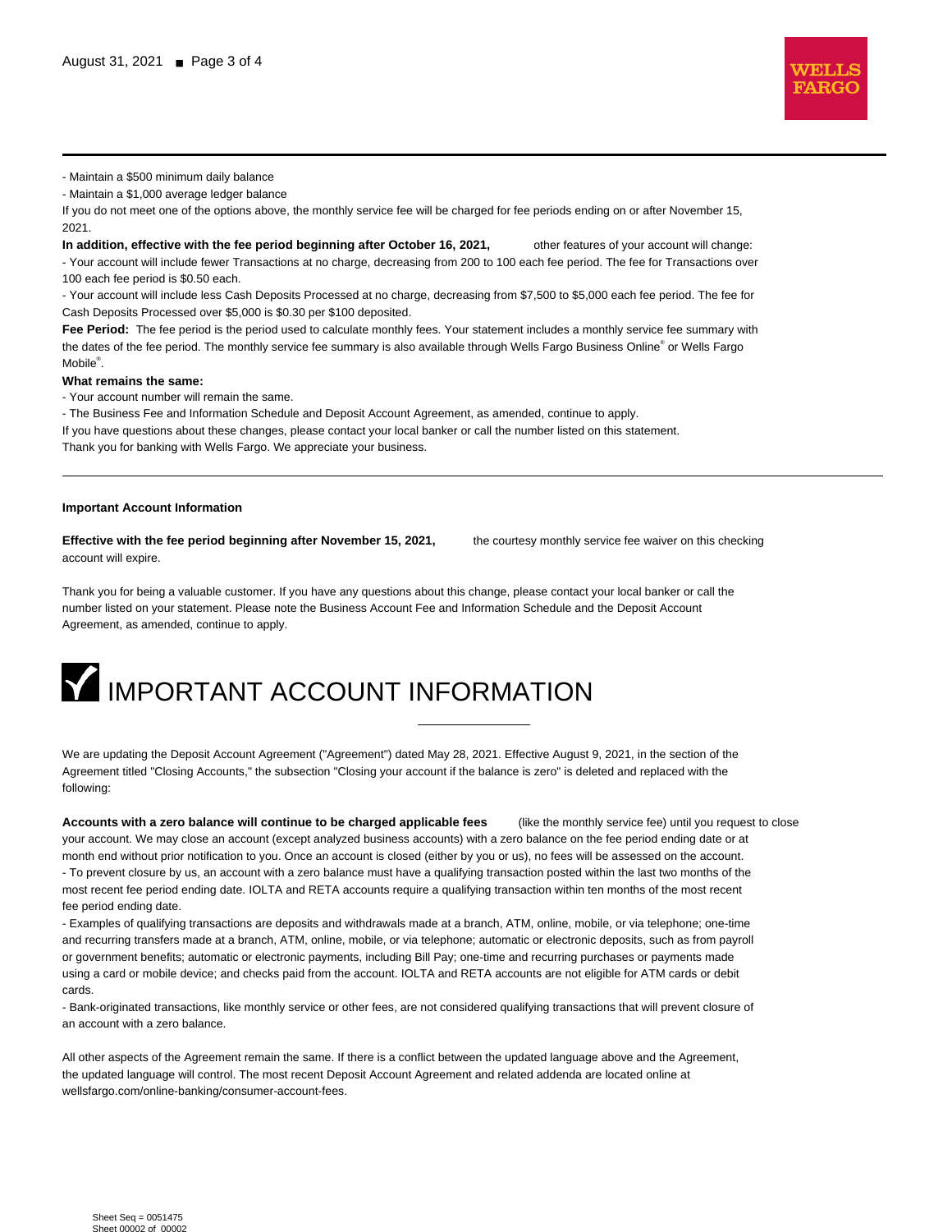- Maintain a $500 minimum daily balance
- Maintain a $1,000 average ledger balance

If you do not meet one of the options above, the monthly service fee will be charged for fee periods ending on or after November 15, 2021.

**In addition, effective with the fee period beginning after October 16, 2021,** other features of your account will change:

- Your account will include fewer Transactions at no charge, decreasing from 200 to 100 each fee period. The fee for Transactions over 100 each fee period is $0.50 each.
- Your account will include less Cash Deposits Processed at no charge, decreasing from $7,500 to $5,000 each fee period. The fee for Cash Deposits Processed over $5,000 is $0.30 per $100 deposited.

**Fee Period:** The fee period is the period used to calculate monthly fees. Your statement includes a monthly service fee summary with the dates of the fee period. The monthly service fee summary is also available through Wells Fargo Business Online® or Wells Fargo Mobile®.

**What remains the same:**

- Your account number will remain the same.
- The Business Fee and Information Schedule and Deposit Account Agreement, as amended, continue to apply.

If you have questions about these changes, please contact your local banker or call the number listed on this statement.

Thank you for banking with Wells Fargo. We appreciate your business.

---

**Important Account Information**

**Effective with the fee period beginning after November 15, 2021,** the courtesy monthly service fee waiver on this checking account will expire.

Thank you for being a valuable customer. If you have any questions about this change, please contact your local banker or call the number listed on your statement. Please note the Business Account Fee and Information Schedule and the Deposit Account Agreement, as amended, continue to apply.

# ✓ IMPORTANT ACCOUNT INFORMATION

We are updating the Deposit Account Agreement ("Agreement") dated May 28, 2021. Effective August 9, 2021, in the section of the Agreement titled "Closing Accounts," the subsection "Closing your account if the balance is zero" is deleted and replaced with the following:

**Accounts with a zero balance will continue to be charged applicable fees** (like the monthly service fee) until you request to close your account. We may close an account (except analyzed business accounts) with a zero balance on the fee period ending date or at month end without prior notification to you. Once an account is closed (either by you or us), no fees will be assessed on the account.

- To prevent closure by us, an account with a zero balance must have a qualifying transaction posted within the last two months of the most recent fee period ending date. IOLTA and RETA accounts require a qualifying transaction within ten months of the most recent fee period ending date.
- Examples of qualifying transactions are deposits and withdrawals made at a branch, ATM, online, mobile, or via telephone; one-time and recurring transfers made at a branch, ATM, online, mobile, or via telephone; automatic or electronic deposits, such as from payroll or government benefits; automatic or electronic payments, including Bill Pay; one-time and recurring purchases or payments made using a card or mobile device; and checks paid from the account. IOLTA and RETA accounts are not eligible for ATM cards or debit cards.
- Bank-originated transactions, like monthly service or other fees, are not considered qualifying transactions that will prevent closure of an account with a zero balance.

All other aspects of the Agreement remain the same. If there is a conflict between the updated language above and the Agreement, the updated language will control. The most recent Deposit Account Agreement and related addenda are located online at wellsfargo.com/online-banking/consumer-account-fees.

Sheet Seq = 0051475
Sheet 00002 of 00002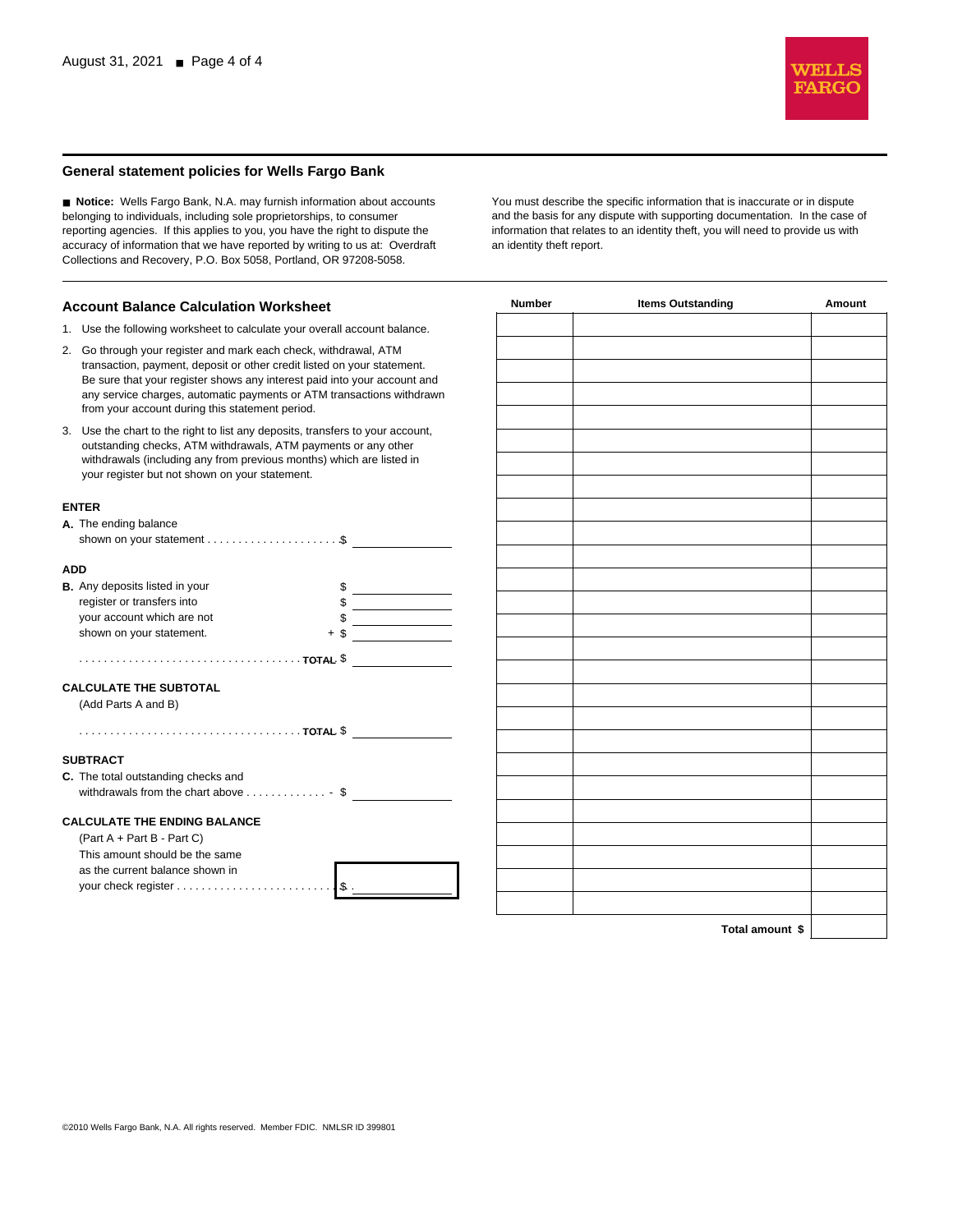## General statement policies for Wells Fargo Bank

■ **Notice:** Wells Fargo Bank, N.A. may furnish information about accounts belonging to individuals, including sole proprietorships, to consumer reporting agencies. If this applies to you, you have the right to dispute the accuracy of information that we have reported by writing to us at: Overdraft Collections and Recovery, P.O. Box 5058, Portland, OR 97208-5058.

You must describe the specific information that is inaccurate or in dispute and the basis for any dispute with supporting documentation. In the case of information that relates to an identity theft, you will need to provide us with an identity theft report.

### Account Balance Calculation Worksheet

1. Use the following worksheet to calculate your overall account balance.
2. Go through your register and mark each check, withdrawal, ATM transaction, payment, deposit or other credit listed on your statement. Be sure that your register shows any interest paid into your account and any service charges, automatic payments or ATM transactions withdrawn from your account during this statement period.
3. Use the chart to the right to list any deposits, transfers to your account, outstanding checks, ATM withdrawals, ATM payments or any other withdrawals (including any from previous months) which are listed in your register but not shown on your statement.

**ENTER**

**A.** The ending balance shown on your statement . . . . . . . . . . . . . . . . . . . . . $ ____________

**ADD**

**B.** Any deposits listed in your register or transfers into your account which are not shown on your statement.

$ ____________
$ ____________
$ ____________
\+ $ ____________

. . . . . . . . . . . . . . . . . . . . . . . . . . . . . . . . . . . **TOTAL** $ ____________

**CALCULATE THE SUBTOTAL**

(Add Parts A and B)

. . . . . . . . . . . . . . . . . . . . . . . . . . . . . . . . . . . **TOTAL** $ ____________

**SUBTRACT**

**C.** The total outstanding checks and withdrawals from the chart above . . . . . . . . . . . . . - $ ____________

**CALCULATE THE ENDING BALANCE**

(Part A + Part B - Part C)
This amount should be the same as the current balance shown in your check register . . . . . . . . . . . . . . . . . . . . . . . . . $ ____________

| Number | Items Outstanding | Amount |
|---|---|---|
| | | |
| | | |
| | | |
| | | |
| | | |
| | | |
| | | |
| | | |
| | | |
| | | |
| | | |
| | | |
| | | |
| | | |
| | | |
| | | |
| | | |
| | | |
| | | |
| | | |
| | | |
| | | |
| | | |
| | | |
| | | |
| | | |
| | **Total amount $** | |

©2010 Wells Fargo Bank, N.A. All rights reserved. Member FDIC. NMLSR ID 399801